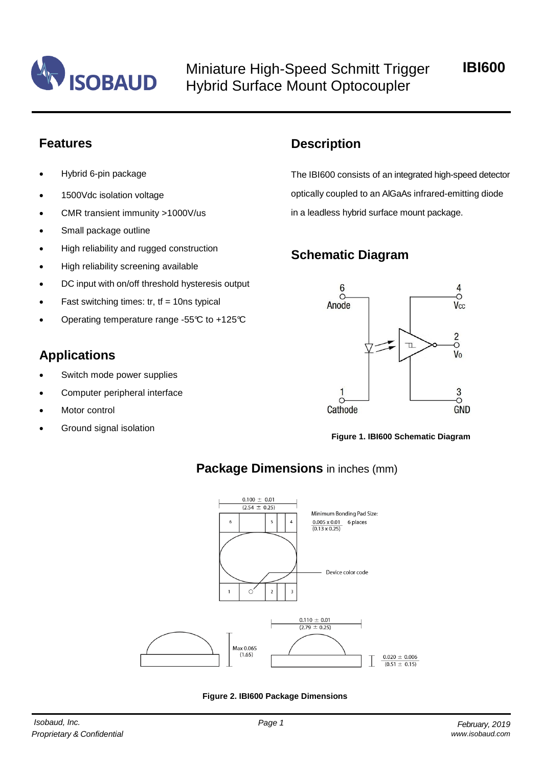# Miniature High-Speed Schmitt Trigger Hybrid Surface Mount Optocoupler

**IBI600**

## Features

- Hybrid 6-pin package
- 1500Vdc isolation voltage
- CMR transient immunity >1000V/us
- Small package outline
- High reliability and rugged construction
- High reliability screening available
- DC input with on/off threshold hysteresis output
- Fast switching times: tr, tf = 10ns typical
- Operating temperature range -55℃ to +125℃

## Applications

- Switch mode power supplies
- Computer peripheral interface
- Motor control
- Ground signal isolation

## Description

The IBI600 consists of an integrated high-speed detector optically coupled to an AlGaAs infrared-emitting diode in a leadless hybrid surface mount package.

## Schematic Diagram

**Figure 1. IBI600 Schematic Diagram**

## Package Dimensions in inches (mm)

**Figure 2. IBI600 Package Dimensions**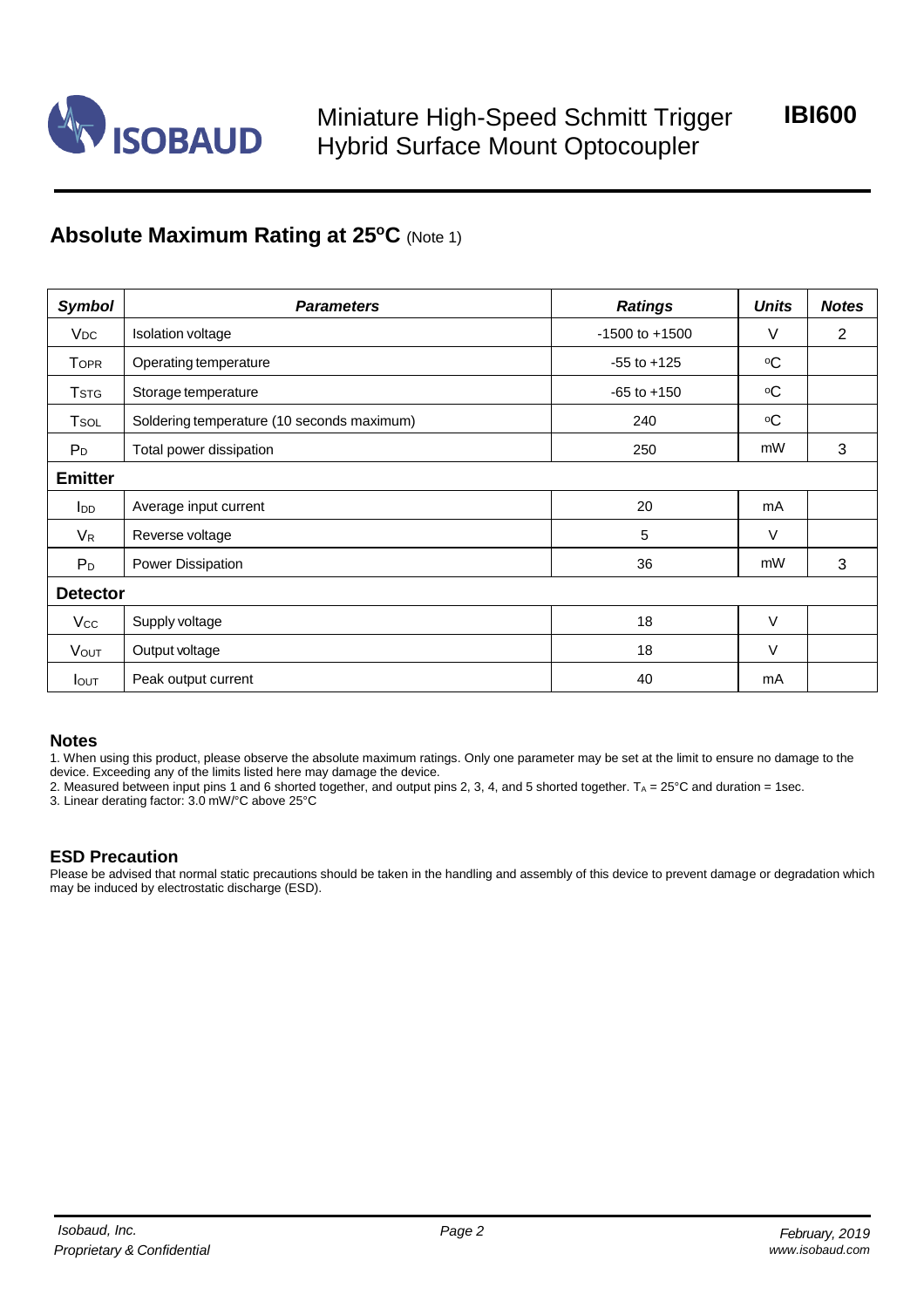## Absolute Maximum Rating at 25ºC (Note 1)

| *Symbol* | *Parameters* | *Ratings* | *Units* | *Notes* |
|---|---|---|---|---|
| $V_{DC}$ | Isolation voltage | -1500 to +1500 | V | 2 |
| $T_{OPR}$ | Operating temperature | -55 to +125 | ºC | |
| $T_{STG}$ | Storage temperature | -65 to +150 | ºC | |
| $T_{SOL}$ | Soldering temperature (10 seconds maximum) | 240 | ºC | |
| $P_D$ | Total power dissipation | 250 | mW | 3 |
| **Emitter** | | | | |
| $I_{DD}$ | Average input current | 20 | mA | |
| $V_R$ | Reverse voltage | 5 | V | |
| $P_D$ | Power Dissipation | 36 | mW | 3 |
| **Detector** | | | | |
| $V_{CC}$ | Supply voltage | 18 | V | |
| $V_{OUT}$ | Output voltage | 18 | V | |
| $I_{OUT}$ | Peak output current | 40 | mA | |

### Notes

1. When using this product, please observe the absolute maximum ratings. Only one parameter may be set at the limit to ensure no damage to the device. Exceeding any of the limits listed here may damage the device.
2. Measured between input pins 1 and 6 shorted together, and output pins 2, 3, 4, and 5 shorted together. $T_A$ = 25°C and duration = 1sec.
3. Linear derating factor: 3.0 mW/°C above 25°C

### ESD Precaution

Please be advised that normal static precautions should be taken in the handling and assembly of this device to prevent damage or degradation which may be induced by electrostatic discharge (ESD).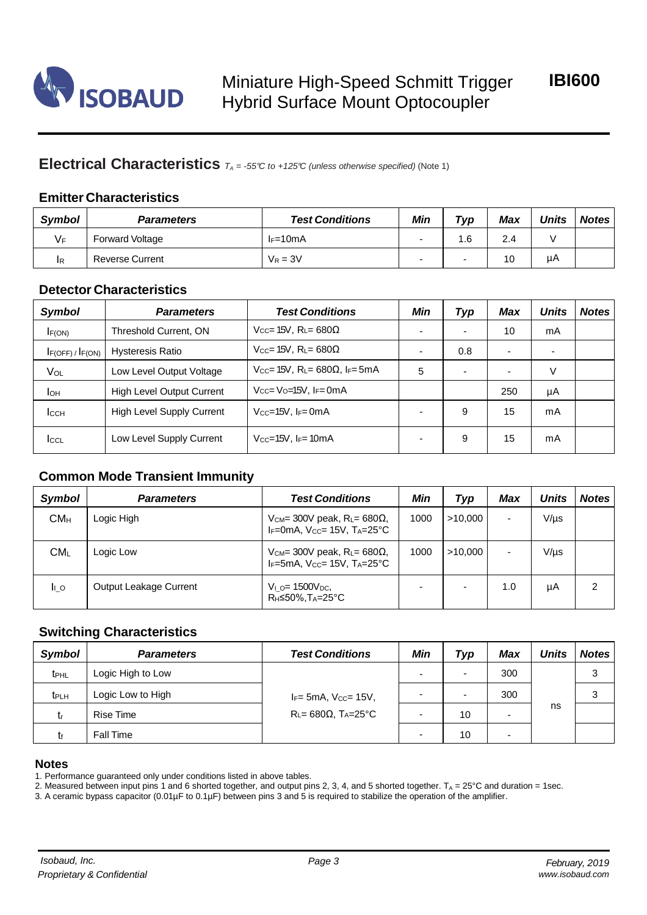## Electrical Characteristics *$T_A$ = -55℃ to +125℃ (unless otherwise specified)* (Note 1)

### Emitter Characteristics

| Symbol | Parameters | Test Conditions | Min | Typ | Max | Units | Notes |
|---|---|---|---|---|---|---|---|
| $V_F$ | Forward Voltage | $I_F$=10mA | - | 1.6 | 2.4 | V | |
| $I_R$ | Reverse Current | $V_R$ = 3V | - | - | 10 | µA | |

### Detector Characteristics

| Symbol | Parameters | Test Conditions | Min | Typ | Max | Units | Notes |
|---|---|---|---|---|---|---|---|
| $I_{F(ON)}$ | Threshold Current, ON | $V_{CC}$= 15V, $R_L$= 680Ω | - | - | 10 | mA | |
| $I_{F(OFF)}$ / $I_{F(ON)}$ | Hysteresis Ratio | $V_{CC}$= 15V, $R_L$= 680Ω | - | 0.8 | - | - | |
| $V_{OL}$ | Low Level Output Voltage | $V_{CC}$= 15V, $R_L$= 680Ω, $I_F$= 5mA | 5 | - | - | V | |
| $I_{OH}$ | High Level Output Current | $V_{CC}$= $V_O$=15V, $I_F$= 0mA | | | 250 | µA | |
| $I_{CCH}$ | High Level Supply Current | $V_{CC}$=15V, $I_F$= 0mA | - | 9 | 15 | mA | |
| $I_{CCL}$ | Low Level Supply Current | $V_{CC}$=15V, $I_F$= 10mA | - | 9 | 15 | mA | |

### Common Mode Transient Immunity

| Symbol | Parameters | Test Conditions | Min | Typ | Max | Units | Notes |
|---|---|---|---|---|---|---|---|
| $CM_H$ | Logic High | $V_{CM}$= 300V peak, $R_L$= 680Ω, $I_F$=0mA, $V_{CC}$= 15V, $T_A$=25°C | 1000 | >10,000 | - | V/µs | |
| $CM_L$ | Logic Low | $V_{CM}$= 300V peak, $R_L$= 680Ω, $I_F$=5mA, $V_{CC}$= 15V, $T_A$=25°C | 1000 | >10,000 | - | V/µs | |
| $I_{I\_O}$ | Output Leakage Current | $V_{I\_O}$= 1500$V_{DC}$, $R_H$≤50%,$T_A$=25°C | - | - | 1.0 | µA | 2 |

### Switching Characteristics

| Symbol | Parameters | Test Conditions | Min | Typ | Max | Units | Notes |
|---|---|---|---|---|---|---|---|
| $t_{PHL}$ | Logic High to Low | $I_F$= 5mA, $V_{CC}$= 15V, $R_L$= 680Ω, $T_A$=25°C | - | - | 300 | ns | 3 |
| $t_{PLH}$ | Logic Low to High | | - | - | 300 | | 3 |
| $t_r$ | Rise Time | | - | 10 | - | | |
| $t_f$ | Fall Time | | - | 10 | - | | |

### Notes

1. Performance guaranteed only under conditions listed in above tables.
2. Measured between input pins 1 and 6 shorted together, and output pins 2, 3, 4, and 5 shorted together. $T_A$ = 25°C and duration = 1sec.
3. A ceramic bypass capacitor (0.01µF to 0.1µF) between pins 3 and 5 is required to stabilize the operation of the amplifier.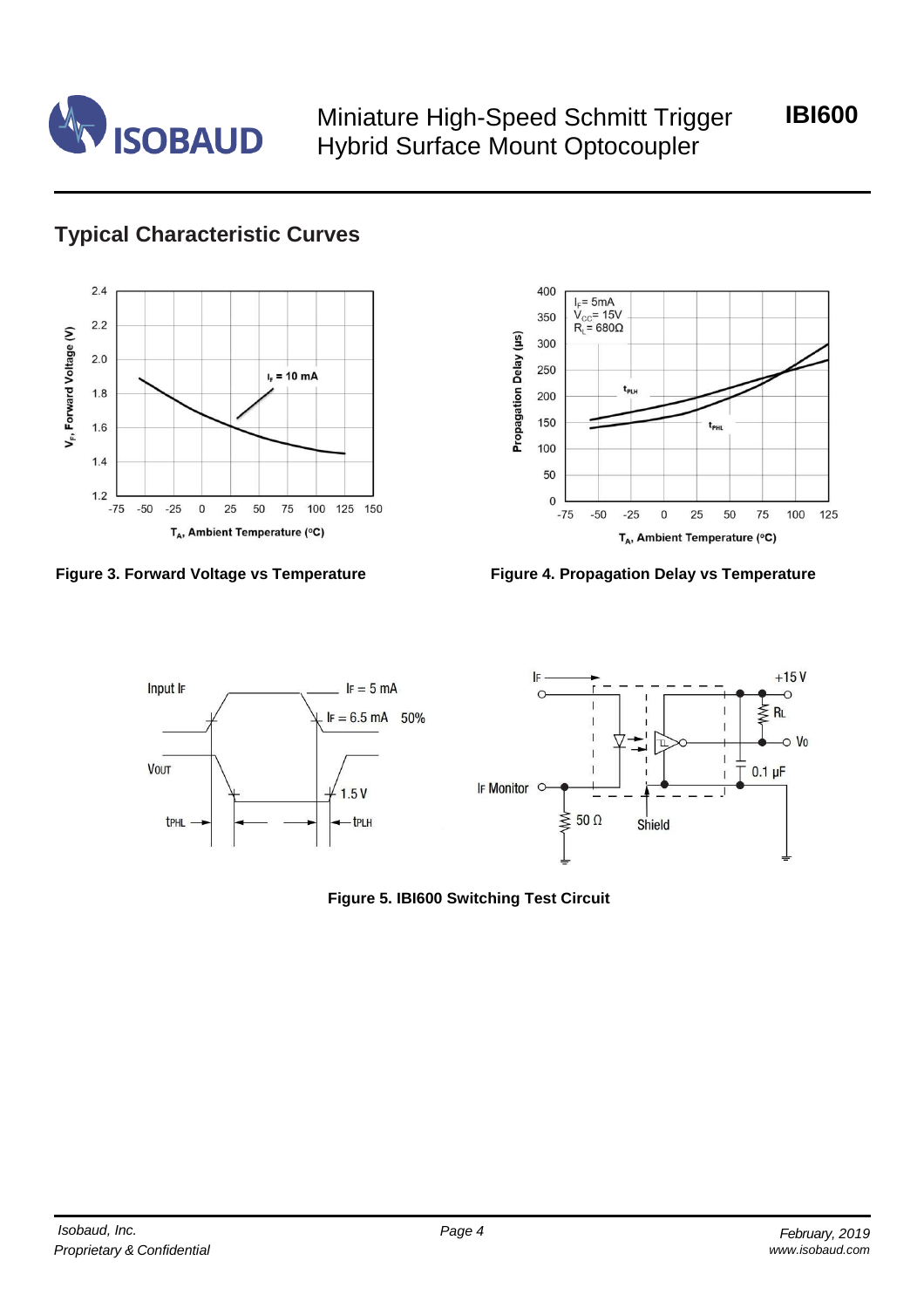## Typical Characteristic Curves

**Figure 3. Forward Voltage vs Temperature**

**Figure 4. Propagation Delay vs Temperature**

**Figure 5. IBI600 Switching Test Circuit**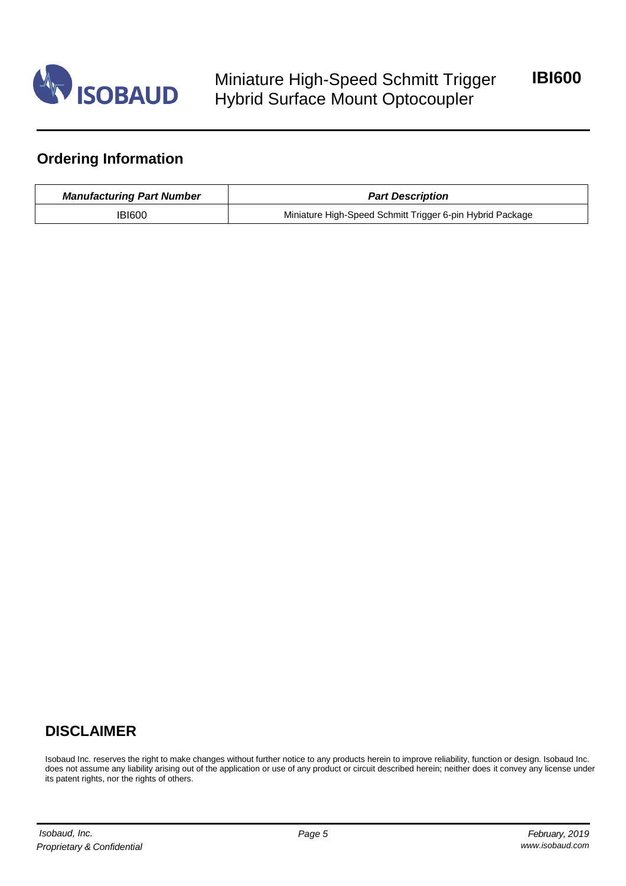## Ordering Information

| *Manufacturing Part Number* | *Part Description* |
| --- | --- |
| IBI600 | Miniature High-Speed Schmitt Trigger 6-pin Hybrid Package |

## DISCLAIMER

Isobaud Inc. reserves the right to make changes without further notice to any products herein to improve reliability, function or design. Isobaud Inc. does not assume any liability arising out of the application or use of any product or circuit described herein; neither does it convey any license under its patent rights, nor the rights of others.